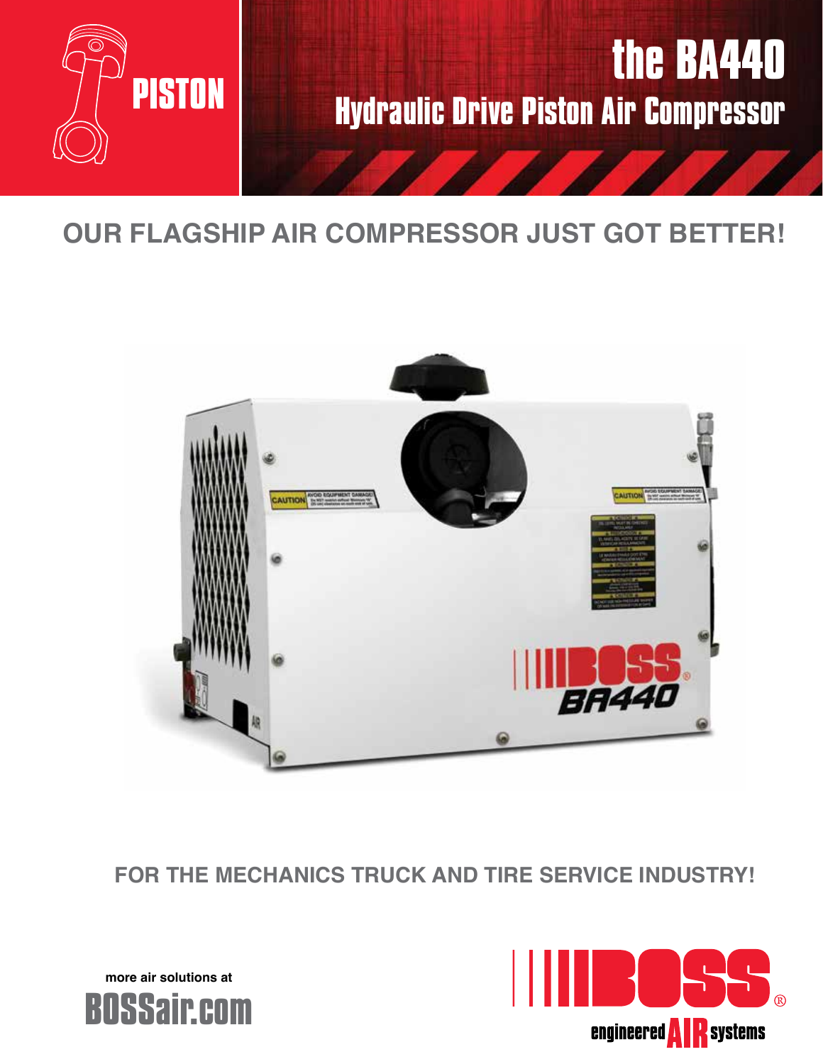PISTON

# the BA440

## Hydraulic Drive Piston Air Compressor

## OUR FLAGSHIP AIR COMPRESSOR JUST GOT BETTER!

### FOR THE MECHANICS TRUCK AND TIRE SERVICE INDUSTRY!

more air solutions at

**BOSSair.com**

BOSS® engineered AIR systems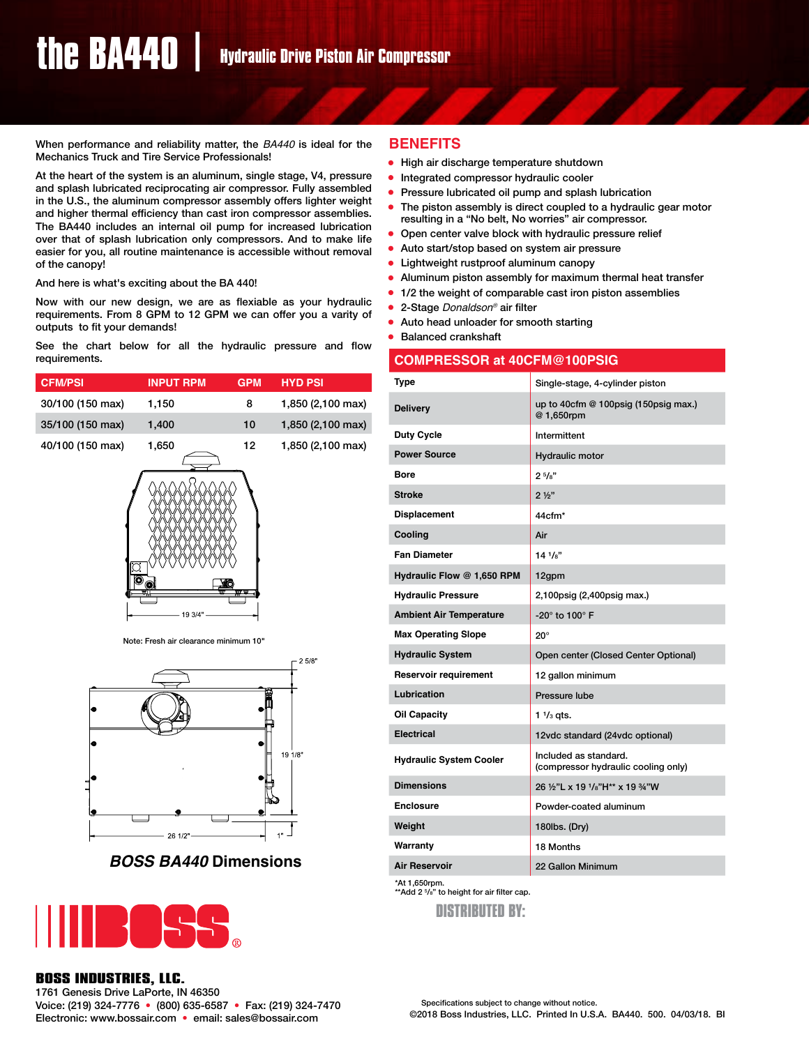# the BA440 | Hydraulic Drive Piston Air Compressor

When performance and reliability matter, the *BA440* is ideal for the Mechanics Truck and Tire Service Professionals!

At the heart of the system is an aluminum, single stage, V4, pressure and splash lubricated reciprocating air compressor. Fully assembled in the U.S., the aluminum compressor assembly offers lighter weight and higher thermal efficiency than cast iron compressor assemblies. The BA440 includes an internal oil pump for increased lubrication over that of splash lubrication only compressors. And to make life easier for you, all routine maintenance is accessible without removal of the canopy!

And here is what's exciting about the BA 440!

Now with our new design, we are as flexiable as your hydraulic requirements. From 8 GPM to 12 GPM we can offer you a varity of outputs to fit your demands!

See the chart below for all the hydraulic pressure and flow requirements.

| CFM/PSI | INPUT RPM | GPM | HYD PSI |
|---|---|---|---|
| 30/100 (150 max) | 1,150 | 8 | 1,850 (2,100 max) |
| 35/100 (150 max) | 1,400 | 10 | 1,850 (2,100 max) |
| 40/100 (150 max) | 1,650 | 12 | 1,850 (2,100 max) |

19 3/4"

Note: Fresh air clearance minimum 10"

2 5/8"

19 1/8"

26 1/2"

1"

***BOSS BA440* Dimensions**

## BENEFITS

- High air discharge temperature shutdown
- Integrated compressor hydraulic cooler
- Pressure lubricated oil pump and splash lubrication
- The piston assembly is direct coupled to a hydraulic gear motor resulting in a "No belt, No worries" air compressor.
- Open center valve block with hydraulic pressure relief
- Auto start/stop based on system air pressure
- Lightweight rustproof aluminum canopy
- Aluminum piston assembly for maximum thermal heat transfer
- 1/2 the weight of comparable cast iron piston assemblies
- 2-Stage *Donaldson®* air filter
- Auto head unloader for smooth starting
- Balanced crankshaft

## COMPRESSOR at 40CFM@100PSIG

| | |
|---|---|
| **Type** | Single-stage, 4-cylinder piston |
| **Delivery** | up to 40cfm @ 100psig (150psig max.) @ 1,650rpm |
| **Duty Cycle** | Intermittent |
| **Power Source** | Hydraulic motor |
| **Bore** | 2 5/8" |
| **Stroke** | 2 ½" |
| **Displacement** | 44cfm* |
| **Cooling** | Air |
| **Fan Diameter** | 14 1/8" |
| **Hydraulic Flow @ 1,650 RPM** | 12gpm |
| **Hydraulic Pressure** | 2,100psig (2,400psig max.) |
| **Ambient Air Temperature** | -20° to 100° F |
| **Max Operating Slope** | 20° |
| **Hydraulic System** | Open center (Closed Center Optional) |
| **Reservoir requirement** | 12 gallon minimum |
| **Lubrication** | Pressure lube |
| **Oil Capacity** | 1 1/3 qts. |
| **Electrical** | 12vdc standard (24vdc optional) |
| **Hydraulic System Cooler** | Included as standard. (compressor hydraulic cooling only) |
| **Dimensions** | 26 ½"L x 19 1/8"H** x 19 ¾"W |
| **Enclosure** | Powder-coated aluminum |
| **Weight** | 180lbs. (Dry) |
| **Warranty** | 18 Months |
| **Air Reservoir** | 22 Gallon Minimum |

*At 1,650rpm.
**Add 2 5/8" to height for air filter cap.

DISTRIBUTED BY:

BOSS®

**BOSS INDUSTRIES, LLC.**
1761 Genesis Drive LaPorte, IN 46350
Voice: (219) 324-7776 • (800) 635-6587 • Fax: (219) 324-7470
Electronic: www.bossair.com • email: sales@bossair.com

Specifications subject to change without notice.
©2018 Boss Industries, LLC. Printed In U.S.A. BA440. 500. 04/03/18. BI